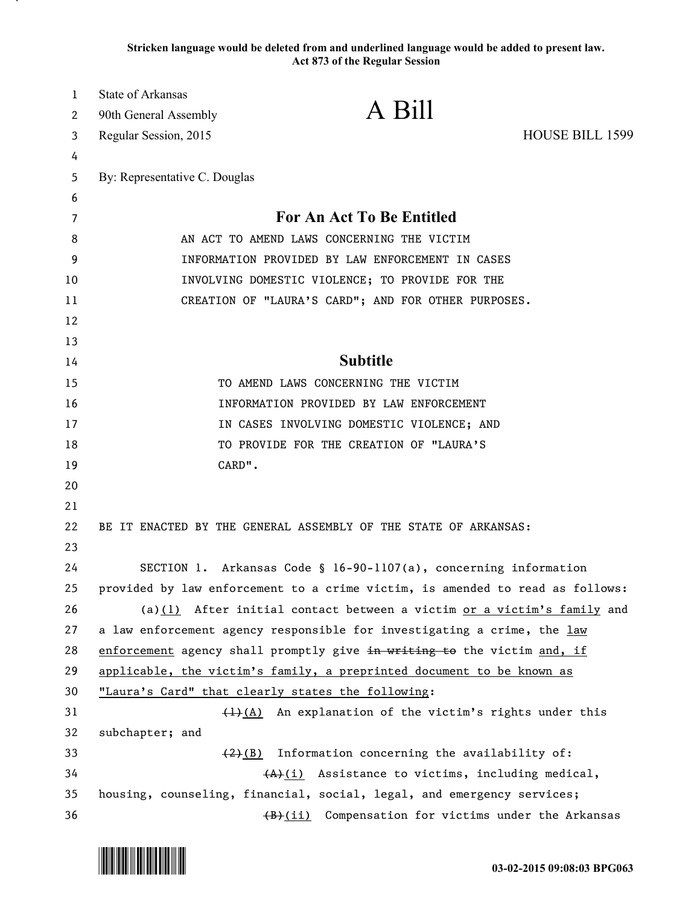Stricken language would be deleted from and underlined language would be added to present law.
Act 873 of the Regular Session

State of Arkansas
90th General Assembly
Regular Session, 2015

# A Bill

HOUSE BILL 1599

By: Representative C. Douglas

## For An Act To Be Entitled

AN ACT TO AMEND LAWS CONCERNING THE VICTIM INFORMATION PROVIDED BY LAW ENFORCEMENT IN CASES INVOLVING DOMESTIC VIOLENCE; TO PROVIDE FOR THE CREATION OF "LAURA'S CARD"; AND FOR OTHER PURPOSES.

## Subtitle

TO AMEND LAWS CONCERNING THE VICTIM INFORMATION PROVIDED BY LAW ENFORCEMENT IN CASES INVOLVING DOMESTIC VIOLENCE; AND TO PROVIDE FOR THE CREATION OF "LAURA'S CARD".

BE IT ENACTED BY THE GENERAL ASSEMBLY OF THE STATE OF ARKANSAS:

SECTION 1. Arkansas Code § 16-90-1107(a), concerning information provided by law enforcement to a crime victim, is amended to read as follows:

(a)<u>(1)</u> After initial contact between a victim <u>or a victim's family</u> and a law enforcement agency responsible for investigating a crime, the <u>law enforcement</u> agency shall promptly give ~~in writing to~~ the victim <u>and, if applicable, the victim's family, a preprinted document to be known as "Laura's Card" that clearly states the following</u>:

~~(1)~~<u>(A)</u> An explanation of the victim's rights under this subchapter; and

~~(2)~~<u>(B)</u> Information concerning the availability of:

~~(A)~~<u>(i)</u> Assistance to victims, including medical, housing, counseling, financial, social, legal, and emergency services;

~~(B)~~<u>(ii)</u> Compensation for victims under the Arkansas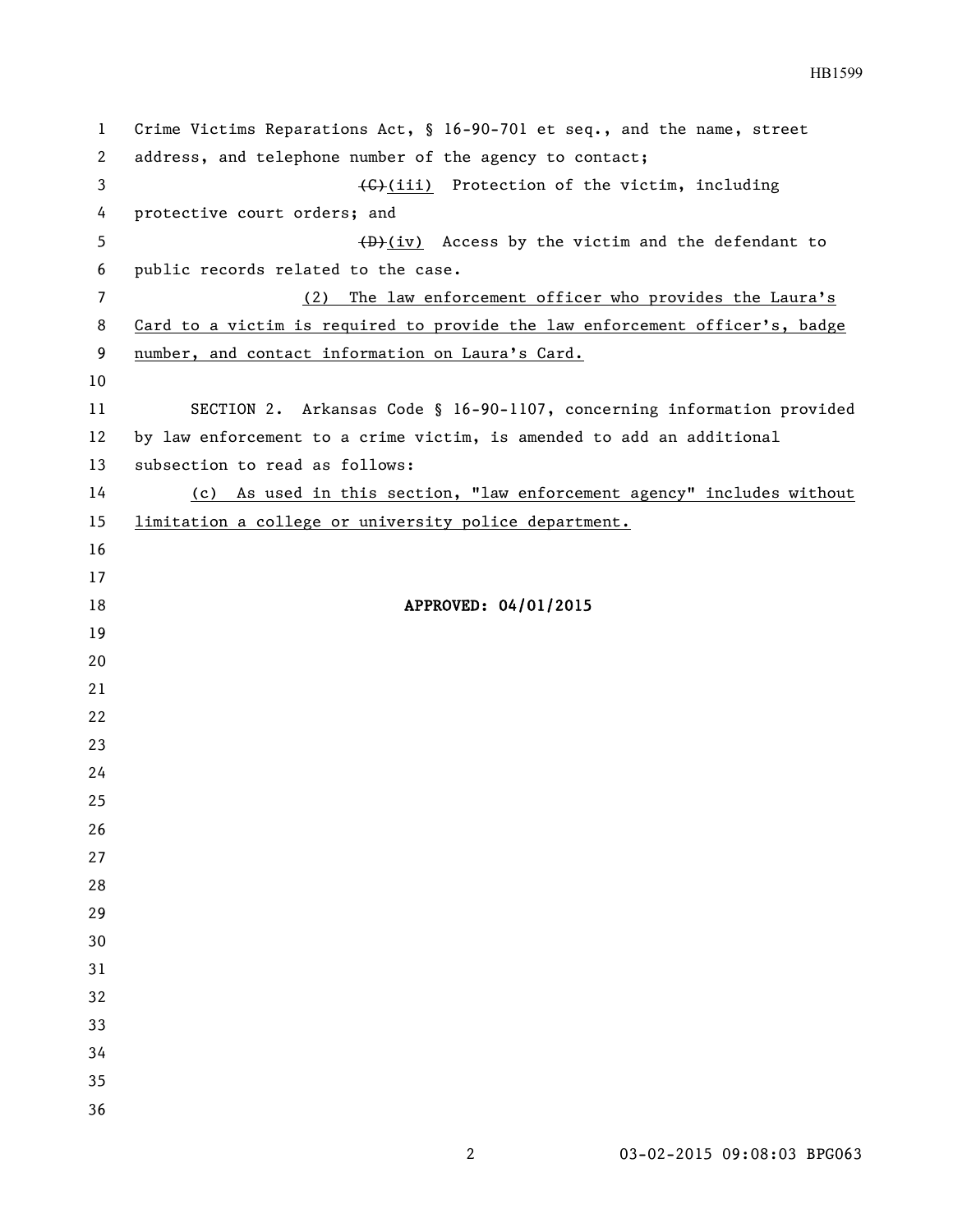Crime Victims Reparations Act, § 16-90-701 et seq., and the name, street address, and telephone number of the agency to contact;

~~(C)~~(iii) Protection of the victim, including protective court orders; and

~~(D)~~(iv) Access by the victim and the defendant to public records related to the case.

(2) The law enforcement officer who provides the Laura's Card to a victim is required to provide the law enforcement officer's, badge number, and contact information on Laura's Card.

SECTION 2. Arkansas Code § 16-90-1107, concerning information provided by law enforcement to a crime victim, is amended to add an additional subsection to read as follows:

(c) As used in this section, "law enforcement agency" includes without limitation a college or university police department.

**APPROVED: 04/01/2015**

03-02-2015 09:08:03 BPG063